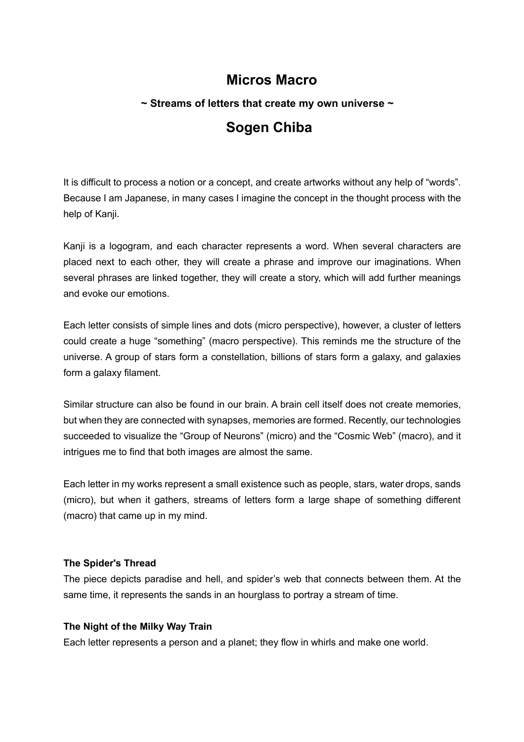# Micros Macro

### ~ Streams of letters that create my own universe ~

## Sogen Chiba

It is difficult to process a notion or a concept, and create artworks without any help of "words". Because I am Japanese, in many cases I imagine the concept in the thought process with the help of Kanji.

Kanji is a logogram, and each character represents a word. When several characters are placed next to each other, they will create a phrase and improve our imaginations. When several phrases are linked together, they will create a story, which will add further meanings and evoke our emotions.

Each letter consists of simple lines and dots (micro perspective), however, a cluster of letters could create a huge "something" (macro perspective). This reminds me the structure of the universe. A group of stars form a constellation, billions of stars form a galaxy, and galaxies form a galaxy filament.

Similar structure can also be found in our brain. A brain cell itself does not create memories, but when they are connected with synapses, memories are formed. Recently, our technologies succeeded to visualize the "Group of Neurons" (micro) and the "Cosmic Web" (macro), and it intrigues me to find that both images are almost the same.

Each letter in my works represent a small existence such as people, stars, water drops, sands (micro), but when it gathers, streams of letters form a large shape of something different (macro) that came up in my mind.

**The Spider's Thread**
The piece depicts paradise and hell, and spider's web that connects between them. At the same time, it represents the sands in an hourglass to portray a stream of time.

**The Night of the Milky Way Train**
Each letter represents a person and a planet; they flow in whirls and make one world.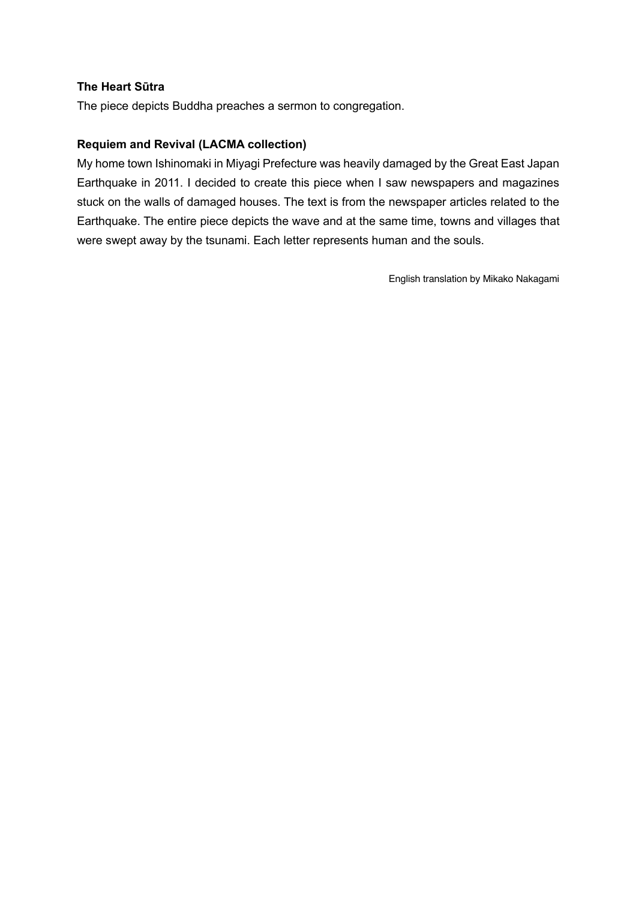**The Heart Sūtra**

The piece depicts Buddha preaches a sermon to congregation.

**Requiem and Revival (LACMA collection)**

My home town Ishinomaki in Miyagi Prefecture was heavily damaged by the Great East Japan Earthquake in 2011. I decided to create this piece when I saw newspapers and magazines stuck on the walls of damaged houses. The text is from the newspaper articles related to the Earthquake. The entire piece depicts the wave and at the same time, towns and villages that were swept away by the tsunami. Each letter represents human and the souls.

English translation by Mikako Nakagami